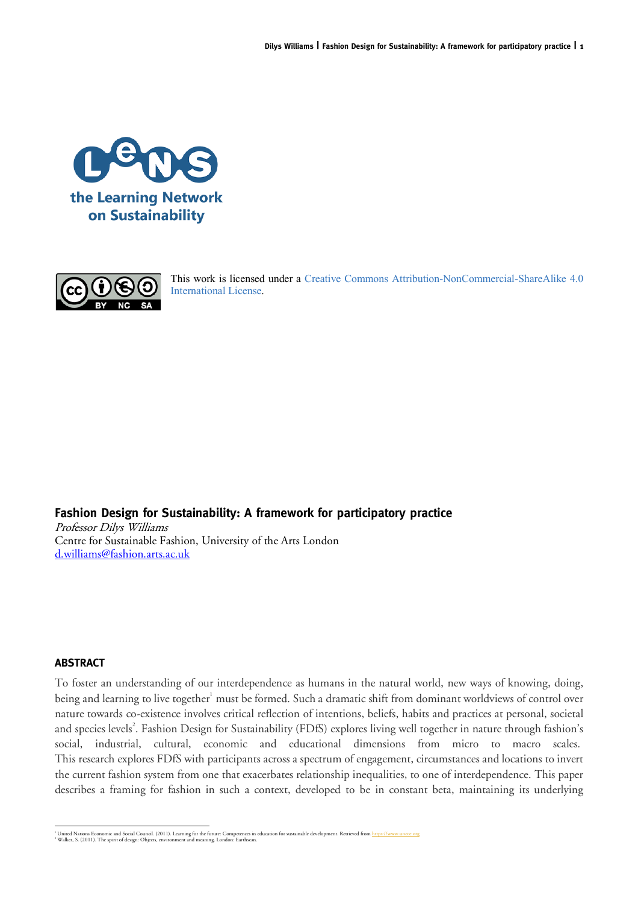the Learning Network on Sustainability

This work is licensed under a Creative Commons Attribution-NonCommercial-ShareAlike 4.0 International License.

# Fashion Design for Sustainability: A framework for participatory practice

*Professor Dilys Williams*
Centre for Sustainable Fashion, University of the Arts London
d.williams@fashion.arts.ac.uk

## ABSTRACT

To foster an understanding of our interdependence as humans in the natural world, new ways of knowing, doing, being and learning to live together[1] must be formed. Such a dramatic shift from dominant worldviews of control over nature towards co-existence involves critical reflection of intentions, beliefs, habits and practices at personal, societal and species levels[2]. Fashion Design for Sustainability (FDfS) explores living well together in nature through fashion's social, industrial, cultural, economic and educational dimensions from micro to macro scales. This research explores FDfS with participants across a spectrum of engagement, circumstances and locations to invert the current fashion system from one that exacerbates relationship inequalities, to one of interdependence. This paper describes a framing for fashion in such a context, developed to be in constant beta, maintaining its underlying

[1] United Nations Economic and Social Council. (2011). Learning for the future: Competences in education for sustainable development. Retrieved from https://www.unece.org
[2] Walker, S. (2011). The spirit of design: Objects, environment and meaning. London: Earthscan.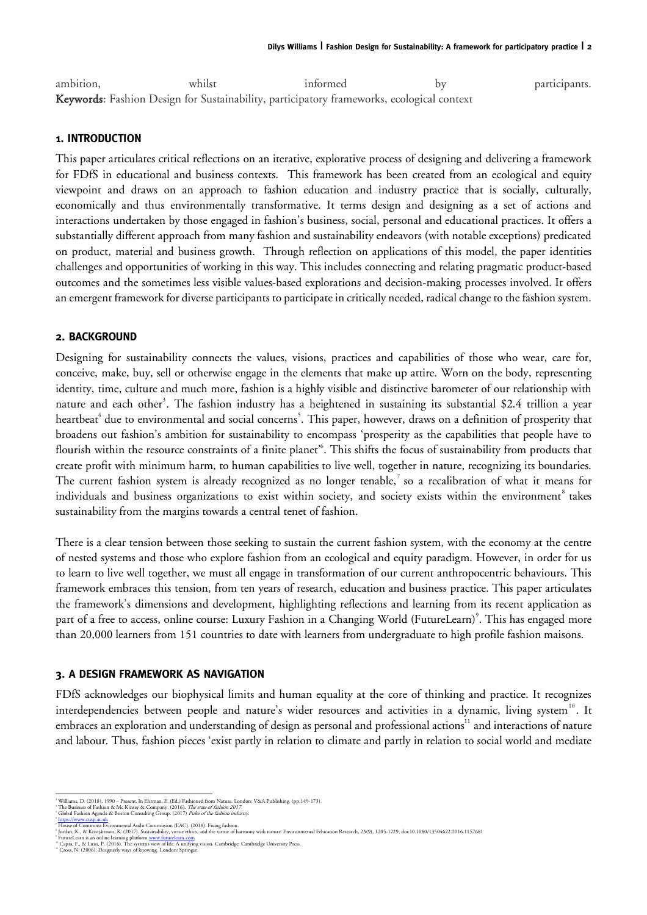ambition, whilst informed by participants.

**Keywords**: Fashion Design for Sustainability, participatory frameworks, ecological context

## 1. INTRODUCTION

This paper articulates critical reflections on an iterative, explorative process of designing and delivering a framework for FDfS in educational and business contexts. This framework has been created from an ecological and equity viewpoint and draws on an approach to fashion education and industry practice that is socially, culturally, economically and thus environmentally transformative. It terms design and designing as a set of actions and interactions undertaken by those engaged in fashion's business, social, personal and educational practices. It offers a substantially different approach from many fashion and sustainability endeavors (with notable exceptions) predicated on product, material and business growth. Through reflection on applications of this model, the paper identities challenges and opportunities of working in this way. This includes connecting and relating pragmatic product-based outcomes and the sometimes less visible values-based explorations and decision-making processes involved. It offers an emergent framework for diverse participants to participate in critically needed, radical change to the fashion system.

## 2. BACKGROUND

Designing for sustainability connects the values, visions, practices and capabilities of those who wear, care for, conceive, make, buy, sell or otherwise engage in the elements that make up attire. Worn on the body, representing identity, time, culture and much more, fashion is a highly visible and distinctive barometer of our relationship with nature and each other[3]. The fashion industry has a heightened in sustaining its substantial $2.4 trillion a year heartbeat[4] due to environmental and social concerns[5]. This paper, however, draws on a definition of prosperity that broadens out fashion's ambition for sustainability to encompass 'prosperity as the capabilities that people have to flourish within the resource constraints of a finite planet'[6]. This shifts the focus of sustainability from products that create profit with minimum harm, to human capabilities to live well, together in nature, recognizing its boundaries. The current fashion system is already recognized as no longer tenable,[7] so a recalibration of what it means for individuals and business organizations to exist within society, and society exists within the environment[8] takes sustainability from the margins towards a central tenet of fashion.

There is a clear tension between those seeking to sustain the current fashion system, with the economy at the centre of nested systems and those who explore fashion from an ecological and equity paradigm. However, in order for us to learn to live well together, we must all engage in transformation of our current anthropocentric behaviours. This framework embraces this tension, from ten years of research, education and business practice. This paper articulates the framework's dimensions and development, highlighting reflections and learning from its recent application as part of a free to access, online course: Luxury Fashion in a Changing World (FutureLearn)[9]. This has engaged more than 20,000 learners from 151 countries to date with learners from undergraduate to high profile fashion maisons.

## 3. A DESIGN FRAMEWORK AS NAVIGATION

FDfS acknowledges our biophysical limits and human equality at the core of thinking and practice. It recognizes interdependencies between people and nature's wider resources and activities in a dynamic, living system[10]. It embraces an exploration and understanding of design as personal and professional actions[11] and interactions of nature and labour. Thus, fashion pieces 'exist partly in relation to climate and partly in relation to social world and mediate

---

[3] Williams, D. (2018). 1990 – Present. In Ehrman, E. (Ed.) Fashioned from Nature. London: V&A Publishing, (pp.149-173).
[4] The Business of Fashion & Mc Kinsey & Company. (2016). *The state of fashion 2017*.
[5] Global Fashion Agenda & Boston Consulting Group. (2017) *Pulse of the fashion industry*.
[6] https://www.cusp.ac.uk
[7] House of Commons Evironmental Audit Commission (EAC). (2018). Fixing fashion.
[8] Jordan, K., & Kristjánsson, K. (2017). Sustainability, virtue ethics, and the virtue of harmony with nature. Environmental Education Research, 23(9), 1205-1229. doi:10.1080/13504622.2016.1157681
[9] FutureLearn is an online learning platform www.futurelearn.com
[10] Capra, F., & Luisi, P. (2016). The systems view of life: A unifying vision. Cambridge: Cambridge University Press.
[11] Cross, N. (2006). Designerly ways of knowing. London: Springer.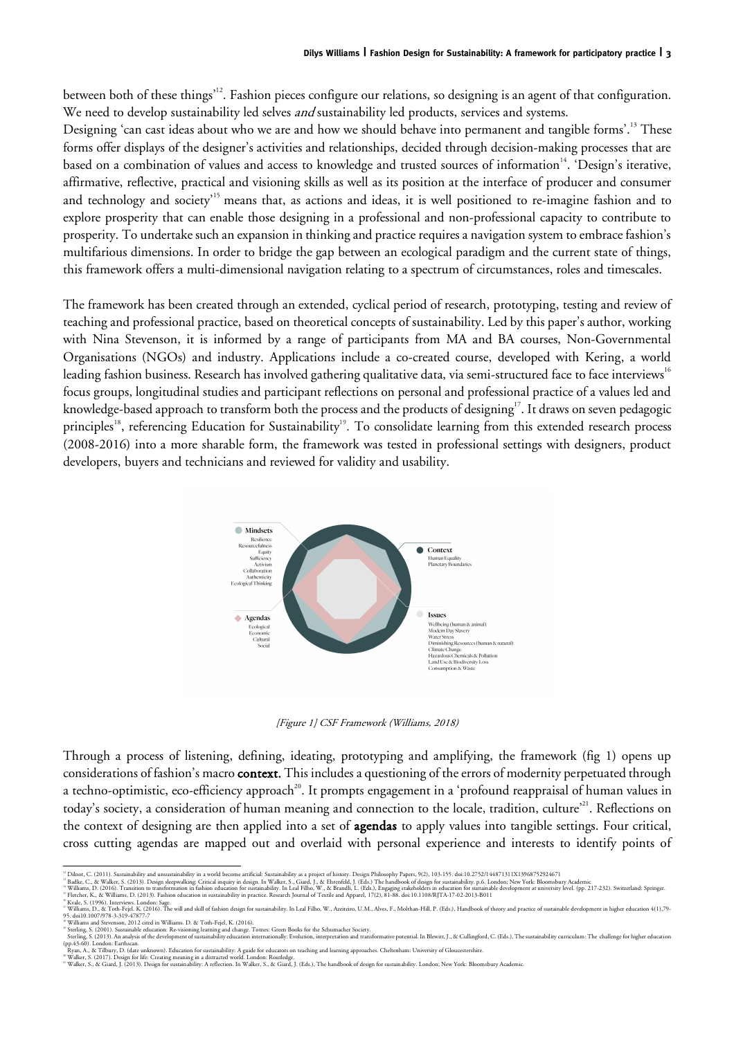between both of these things'[12]. Fashion pieces configure our relations, so designing is an agent of that configuration. We need to develop sustainability led selves *and* sustainability led products, services and systems.

Designing 'can cast ideas about who we are and how we should behave into permanent and tangible forms'.[13] These forms offer displays of the designer's activities and relationships, decided through decision-making processes that are based on a combination of values and access to knowledge and trusted sources of information[14]. 'Design's iterative, affirmative, reflective, practical and visioning skills as well as its position at the interface of producer and consumer and technology and society'[15] means that, as actions and ideas, it is well positioned to re-imagine fashion and to explore prosperity that can enable those designing in a professional and non-professional capacity to contribute to prosperity. To undertake such an expansion in thinking and practice requires a navigation system to embrace fashion's multifarious dimensions. In order to bridge the gap between an ecological paradigm and the current state of things, this framework offers a multi-dimensional navigation relating to a spectrum of circumstances, roles and timescales.

The framework has been created through an extended, cyclical period of research, prototyping, testing and review of teaching and professional practice, based on theoretical concepts of sustainability. Led by this paper's author, working with Nina Stevenson, it is informed by a range of participants from MA and BA courses, Non-Governmental Organisations (NGOs) and industry. Applications include a co-created course, developed with Kering, a world leading fashion business. Research has involved gathering qualitative data, via semi-structured face to face interviews[16] focus groups, longitudinal studies and participant reflections on personal and professional practice of a values led and knowledge-based approach to transform both the process and the products of designing[17]. It draws on seven pedagogic principles[18], referencing Education for Sustainability[19]. To consolidate learning from this extended research process (2008-2016) into a more sharable form, the framework was tested in professional settings with designers, product developers, buyers and technicians and reviewed for validity and usability.

**Mindsets**
Resilience
Resourcefulness
Equity
Sufficiency
Activism
Collaboration
Authenticity
Ecological Thinking

**Context**
Human Equality
Planetary Boundaries

**Agendas**
Ecological
Economic
Cultural
Social

**Issues**
Wellbeing (human & animal)
Modern Day Slavery
Water Stress
Diminishing Resources (human & natural)
Climate Change
Hazardous Chemicals & Pollution
Land Use & Biodiversity Loss
Consumption & Waste

*[Figure 1] CSF Framework (Williams, 2018)*

Through a process of listening, defining, ideating, prototyping and amplifying, the framework (fig 1) opens up considerations of fashion's macro **context.** This includes a questioning of the errors of modernity perpetuated through a techno-optimistic, eco-efficiency approach[20]. It prompts engagement in a 'profound reappraisal of human values in today's society, a consideration of human meaning and connection to the locale, tradition, culture'[21]. Reflections on the context of designing are then applied into a set of **agendas** to apply values into tangible settings. Four critical, cross cutting agendas are mapped out and overlaid with personal experience and interests to identify points of

---

[12] Dilnot, C. (2011). Sustainability and unsustainability in a world become artificial: Sustainability as a project of history. Design Philosophy Papers, 9(2), 103-155. doi:10.2752/144871311X13968752924671
[13] Badke, C., & Walker, S. (2013). Design sleepwalking: Critical inquiry in design. In Walker, S., Giard, J., & Ehrenfeld, J. (Eds.) The handbook of design for sustainability. p.6. London; New York: Bloomsbury Academic
[14] Williams, D. (2016). Transition to transformation in fashion education for sustainability. In Leal Filho, W., & Brandli, L. (Eds.), Engaging stakeholders in education for sustainable development at university level. (pp. 217-232). Switzerland: Springer.
[15] Fletcher, K., & Williams, D. (2013). Fashion education in sustainability in practice. Research Journal of Textile and Apparel, 17(2), 81-88. doi:10.1108/RJTA-17-02-2013-B011
[16] Kvale, S. (1996). Interviews. London: Sage.
[17] Williams, D., & Toth-Fejel. K. (2016). The will and skill of fashion design for sustainability. In Leal Filho, W., Azeiteiro, U.M., Alves, F., Molthan-Hill, P. (Eds.), Handbook of theory and practice of sustainable development in higher education 4(1),79-95. doi10.1007/978-3-319-47877-7
[18] Williams and Stevenson, 2012 cited in Williams. D. & Toth-Fejel, K. (2016).
[19] Sterling, S. (2001). Sustainable education: Re-visioning learning and change. Totnes: Green Books for the Schumacher Society.
Sterling, S. (2013). An analysis of the development of sustainability education internationally: Evolution, interpretation and transformative potential. In Blewitt, J., & Cullingford, C. (Eds.), The sustainability curriculum: The challenge for higher education (pp.43-60). London: Earthscan.
Ryan, A., & Tilbury, D. (date unknown). Education for sustainability: A guide for educators on teaching and learning approaches. Cheltenham: University of Gloucestershire.
[20] Walker, S. (2017). Design for life: Creating meaning in a distracted world. London: Routledge.
[21] Walker, S., & Giard, J. (2013). Design for sustainability: A reflection. In Walker, S., & Giard, J. (Eds.), The handbook of design for sustainability. London; New York: Bloomsbury Academic.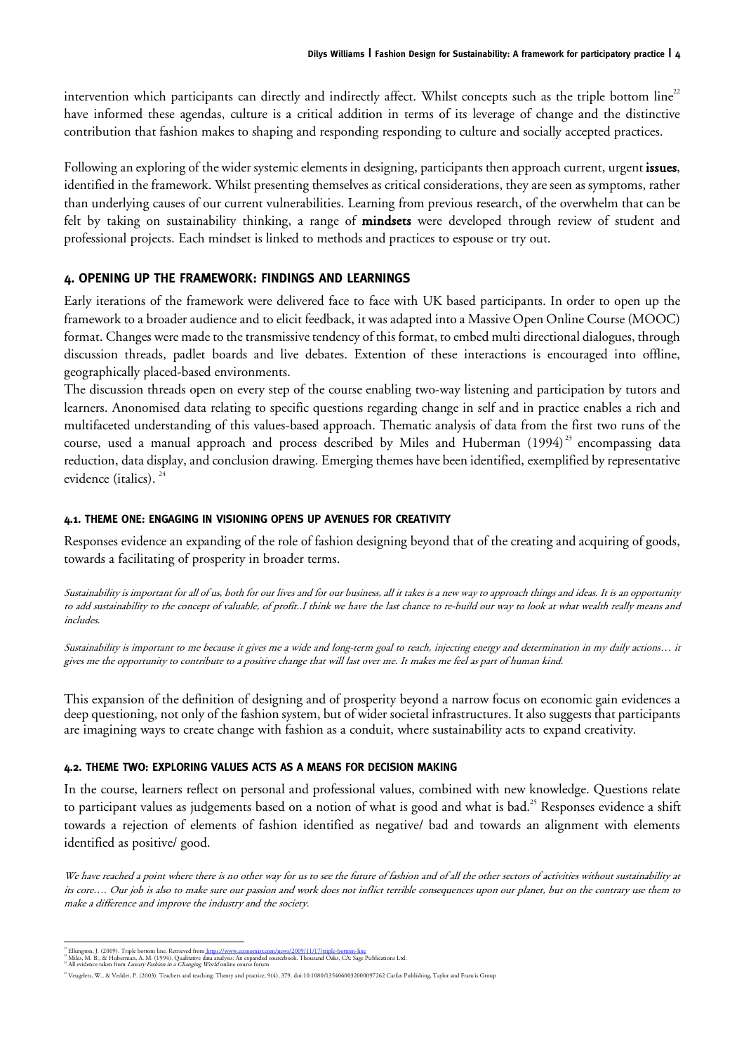intervention which participants can directly and indirectly affect. Whilst concepts such as the triple bottom line[22] have informed these agendas, culture is a critical addition in terms of its leverage of change and the distinctive contribution that fashion makes to shaping and responding responding to culture and socially accepted practices.

Following an exploring of the wider systemic elements in designing, participants then approach current, urgent **issues**, identified in the framework. Whilst presenting themselves as critical considerations, they are seen as symptoms, rather than underlying causes of our current vulnerabilities. Learning from previous research, of the overwhelm that can be felt by taking on sustainability thinking, a range of **mindsets** were developed through review of student and professional projects. Each mindset is linked to methods and practices to espouse or try out.

## 4. OPENING UP THE FRAMEWORK: FINDINGS AND LEARNINGS

Early iterations of the framework were delivered face to face with UK based participants. In order to open up the framework to a broader audience and to elicit feedback, it was adapted into a Massive Open Online Course (MOOC) format. Changes were made to the transmissive tendency of this format, to embed multi directional dialogues, through discussion threads, padlet boards and live debates. Extention of these interactions is encouraged into offline, geographically placed-based environments.

The discussion threads open on every step of the course enabling two-way listening and participation by tutors and learners. Anonomised data relating to specific questions regarding change in self and in practice enables a rich and multifaceted understanding of this values-based approach. Thematic analysis of data from the first two runs of the course, used a manual approach and process described by Miles and Huberman (1994)[23] encompassing data reduction, data display, and conclusion drawing. Emerging themes have been identified, exemplified by representative evidence (italics).[24]

### 4.1. THEME ONE: ENGAGING IN VISIONING OPENS UP AVENUES FOR CREATIVITY

Responses evidence an expanding of the role of fashion designing beyond that of the creating and acquiring of goods, towards a facilitating of prosperity in broader terms.

*Sustainability is important for all of us, both for our lives and for our business, all it takes is a new way to approach things and ideas. It is an opportunity to add sustainability to the concept of valuable, of profit..I think we have the last chance to re-build our way to look at what wealth really means and includes.*

*Sustainability is important to me because it gives me a wide and long-term goal to reach, injecting energy and determination in my daily actions… it gives me the opportunity to contribute to a positive change that will last over me. It makes me feel as part of human kind.*

This expansion of the definition of designing and of prosperity beyond a narrow focus on economic gain evidences a deep questioning, not only of the fashion system, but of wider societal infrastructures. It also suggests that participants are imagining ways to create change with fashion as a conduit, where sustainability acts to expand creativity.

### 4.2. THEME TWO: EXPLORING VALUES ACTS AS A MEANS FOR DECISION MAKING

In the course, learners reflect on personal and professional values, combined with new knowledge. Questions relate to participant values as judgements based on a notion of what is good and what is bad.[25] Responses evidence a shift towards a rejection of elements of fashion identified as negative/ bad and towards an alignment with elements identified as positive/ good.

*We have reached a point where there is no other way for us to see the future of fashion and of all the other sectors of activities without sustainability at its core…. Our job is also to make sure our passion and work does not inflict terrible consequences upon our planet, but on the contrary use them to make a difference and improve the industry and the society.*

---

[22] Elkington, J. (2009). Triple bottom line. Retrieved from https://www.economist.com/news/2009/11/17/triple-bottom-line
[23] Miles, M. B., & Huberman, A. M. (1994). Qualitative data analysis: An expanded sourcebook. Thousand Oaks, CA: Sage Publications Ltd.
[24] All evidence taken from *Luxury Fashion in a Changing World* online course forum
[25] Veugelers, W., & Vedder, P. (2003). Teachers and teaching: Theory and practice, 9(4), 379. doi:10.1080/1354060032000097262 Carfax Publishing, Taylor and Francis Group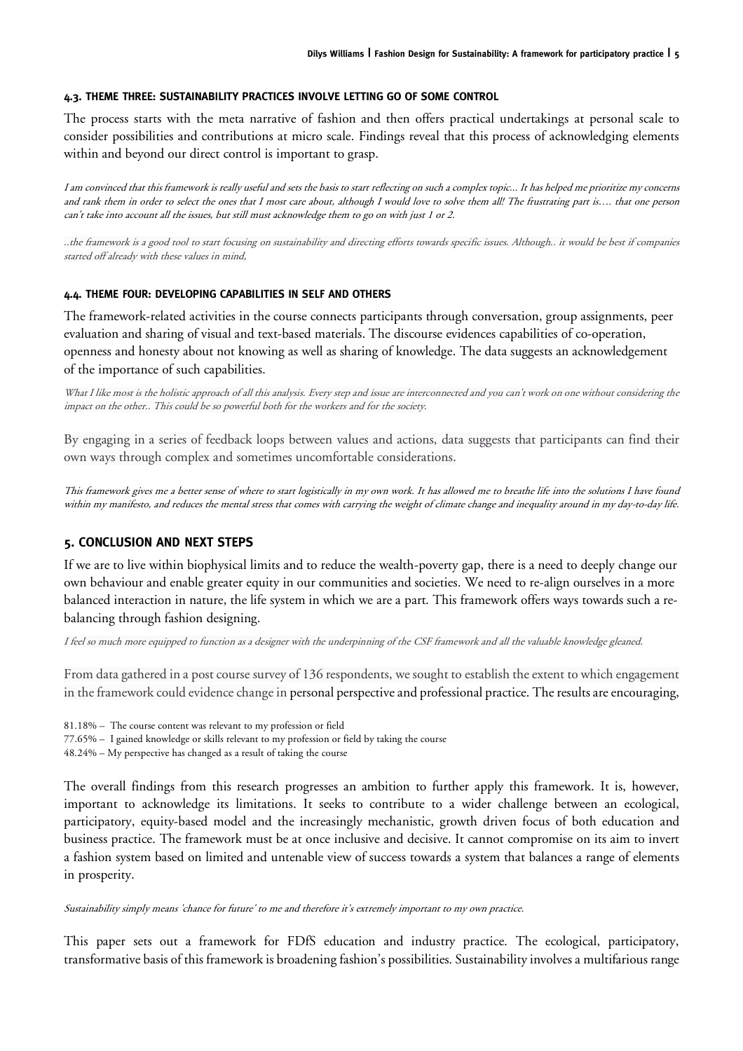#### 4.3. THEME THREE: SUSTAINABILITY PRACTICES INVOLVE LETTING GO OF SOME CONTROL

The process starts with the meta narrative of fashion and then offers practical undertakings at personal scale to consider possibilities and contributions at micro scale. Findings reveal that this process of acknowledging elements within and beyond our direct control is important to grasp.

*I am convinced that this framework is really useful and sets the basis to start reflecting on such a complex topic... It has helped me prioritize my concerns and rank them in order to select the ones that I most care about, although I would love to solve them all! The frustrating part is…. that one person can't take into account all the issues, but still must acknowledge them to go on with just 1 or 2.*

*..the framework is a good tool to start focusing on sustainability and directing efforts towards specific issues. Although.. it would be best if companies started off already with these values in mind,*

#### 4.4. THEME FOUR: DEVELOPING CAPABILITIES IN SELF AND OTHERS

The framework-related activities in the course connects participants through conversation, group assignments, peer evaluation and sharing of visual and text-based materials. The discourse evidences capabilities of co-operation, openness and honesty about not knowing as well as sharing of knowledge. The data suggests an acknowledgement of the importance of such capabilities.

*What I like most is the holistic approach of all this analysis. Every step and issue are interconnected and you can't work on one without considering the impact on the other.. This could be so powerful both for the workers and for the society.*

By engaging in a series of feedback loops between values and actions, data suggests that participants can find their own ways through complex and sometimes uncomfortable considerations.

*This framework gives me a better sense of where to start logistically in my own work. It has allowed me to breathe life into the solutions I have found within my manifesto, and reduces the mental stress that comes with carrying the weight of climate change and inequality around in my day-to-day life.*

### 5. CONCLUSION AND NEXT STEPS

If we are to live within biophysical limits and to reduce the wealth-poverty gap, there is a need to deeply change our own behaviour and enable greater equity in our communities and societies. We need to re-align ourselves in a more balanced interaction in nature, the life system in which we are a part. This framework offers ways towards such a re-balancing through fashion designing.

*I feel so much more equipped to function as a designer with the underpinning of the CSF framework and all the valuable knowledge gleaned.*

From data gathered in a post course survey of 136 respondents, we sought to establish the extent to which engagement in the framework could evidence change in personal perspective and professional practice. The results are encouraging,

81.18% – The course content was relevant to my profession or field
77.65% – I gained knowledge or skills relevant to my profession or field by taking the course
48.24% – My perspective has changed as a result of taking the course

The overall findings from this research progresses an ambition to further apply this framework. It is, however, important to acknowledge its limitations. It seeks to contribute to a wider challenge between an ecological, participatory, equity-based model and the increasingly mechanistic, growth driven focus of both education and business practice. The framework must be at once inclusive and decisive. It cannot compromise on its aim to invert a fashion system based on limited and untenable view of success towards a system that balances a range of elements in prosperity.

*Sustainability simply means 'chance for future' to me and therefore it's extremely important to my own practice.*

This paper sets out a framework for FDfS education and industry practice. The ecological, participatory, transformative basis of this framework is broadening fashion's possibilities. Sustainability involves a multifarious range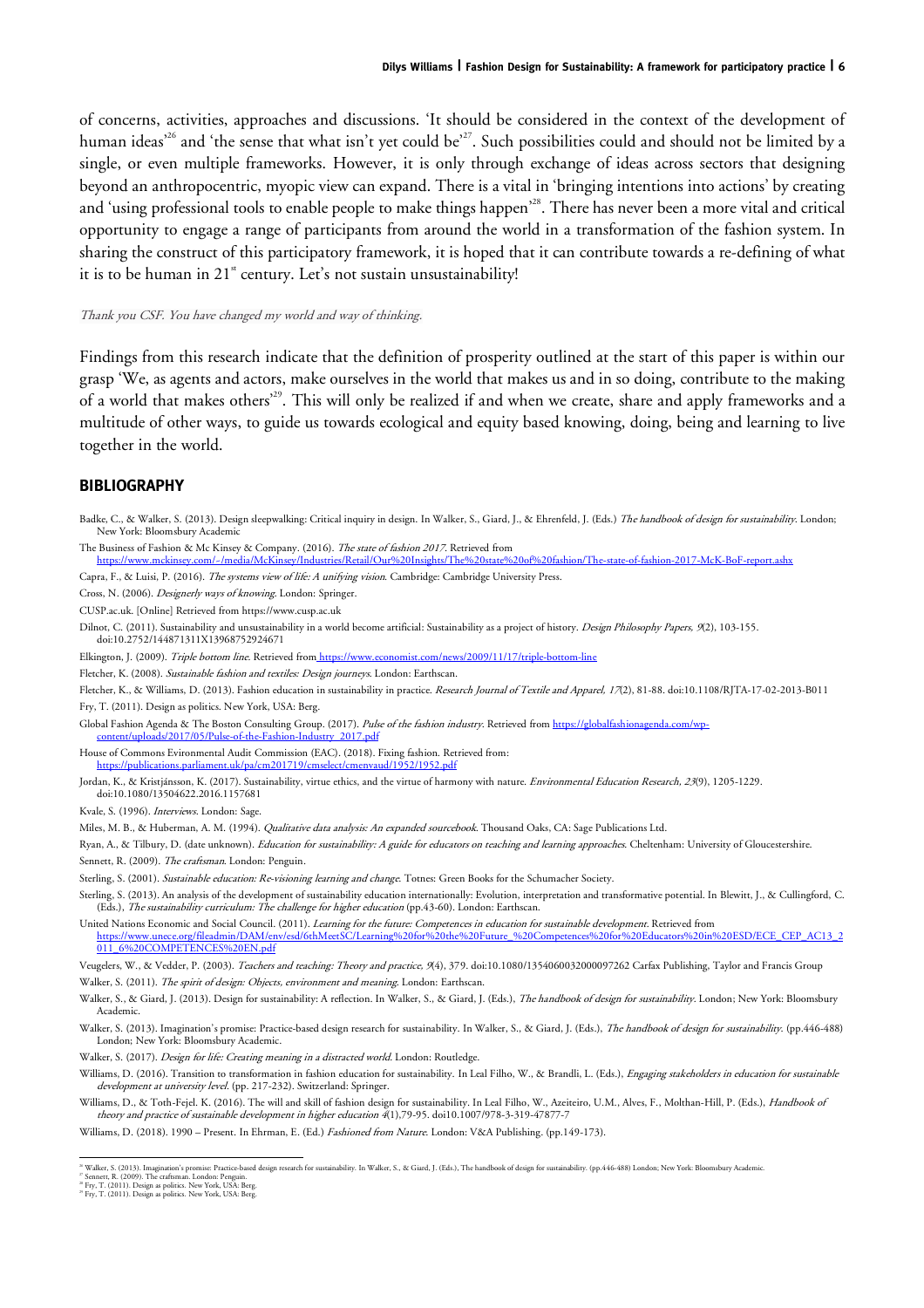of concerns, activities, approaches and discussions. 'It should be considered in the context of the development of human ideas'[26] and 'the sense that what isn't yet could be'[27]. Such possibilities could and should not be limited by a single, or even multiple frameworks. However, it is only through exchange of ideas across sectors that designing beyond an anthropocentric, myopic view can expand. There is a vital in 'bringing intentions into actions' by creating and 'using professional tools to enable people to make things happen'[28]. There has never been a more vital and critical opportunity to engage a range of participants from around the world in a transformation of the fashion system. In sharing the construct of this participatory framework, it is hoped that it can contribute towards a re-defining of what it is to be human in 21[st] century. Let's not sustain unsustainability!

*Thank you CSF. You have changed my world and way of thinking.*

Findings from this research indicate that the definition of prosperity outlined at the start of this paper is within our grasp 'We, as agents and actors, make ourselves in the world that makes us and in so doing, contribute to the making of a world that makes others'[29]. This will only be realized if and when we create, share and apply frameworks and a multitude of other ways, to guide us towards ecological and equity based knowing, doing, being and learning to live together in the world.

## BIBLIOGRAPHY

Badke, C., & Walker, S. (2013). Design sleepwalking: Critical inquiry in design. In Walker, S., Giard, J., & Ehrenfeld, J. (Eds.) *The handbook of design for sustainability*. London; New York: Bloomsbury Academic

The Business of Fashion & Mc Kinsey & Company. (2016). *The state of fashion 2017*. Retrieved from https://www.mckinsey.com/~/media/McKinsey/Industries/Retail/Our%20Insights/The%20state%20of%20fashion/The-state-of-fashion-2017-McK-BoF-report.ashx

Capra, F., & Luisi, P. (2016). *The systems view of life: A unifying vision*. Cambridge: Cambridge University Press.

Cross, N. (2006). *Designerly ways of knowing*. London: Springer.

CUSP.ac.uk. [Online] Retrieved from https://www.cusp.ac.uk

Dilnot, C. (2011). Sustainability and unsustainability in a world become artificial: Sustainability as a project of history. *Design Philosophy Papers, 9*(2), 103-155. doi:10.2752/144871311X13968752924671

Elkington, J. (2009). *Triple bottom line*. Retrieved from https://www.economist.com/news/2009/11/17/triple-bottom-line

Fletcher, K. (2008). *Sustainable fashion and textiles: Design journeys*. London: Earthscan.

Fletcher, K., & Williams, D. (2013). Fashion education in sustainability in practice. *Research Journal of Textile and Apparel, 17*(2), 81-88. doi:10.1108/RJTA-17-02-2013-B011

Fry, T. (2011). Design as politics. New York, USA: Berg.

Global Fashion Agenda & The Boston Consulting Group. (2017). *Pulse of the fashion industry*. Retrieved from https://globalfashionagenda.com/wp-content/uploads/2017/05/Pulse-of-the-Fashion-Industry_2017.pdf

House of Commons Evironmental Audit Commission (EAC). (2018). Fixing fashion. Retrieved from: https://publications.parliament.uk/pa/cm201719/cmselect/cmenvaud/1952/1952.pdf

Jordan, K., & Kristjánsson, K. (2017). Sustainability, virtue ethics, and the virtue of harmony with nature. *Environmental Education Research, 23*(9), 1205-1229. doi:10.1080/13504622.2016.1157681

Kvale, S. (1996). *Interviews*. London: Sage.

Miles, M. B., & Huberman, A. M. (1994). *Qualitative data analysis: An expanded sourcebook*. Thousand Oaks, CA: Sage Publications Ltd.

Ryan, A., & Tilbury, D. (date unknown). *Education for sustainability: A guide for educators on teaching and learning approaches*. Cheltenham: University of Gloucestershire.

Sennett, R. (2009). *The craftsman*. London: Penguin.

Sterling, S. (2001). *Sustainable education: Re-visioning learning and change*. Totnes: Green Books for the Schumacher Society.

Sterling, S. (2013). An analysis of the development of sustainability education internationally: Evolution, interpretation and transformative potential. In Blewitt, J., & Cullingford, C. (Eds.), *The sustainability curriculum: The challenge for higher education* (pp.43-60). London: Earthscan.

United Nations Economic and Social Council. (2011). *Learning for the future: Competences in education for sustainable development*. Retrieved from https://www.unece.org/fileadmin/DAM/env/esd/6thMeetSC/Learning%20for%20the%20Future_%20Competences%20for%20Educators%20in%20ESD/ECE_CEP_AC13_2011_6%20COMPETENCES%20EN.pdf

Veugelers, W., & Vedder, P. (2003). *Teachers and teaching: Theory and practice, 9*(4), 379. doi:10.1080/1354060032000097262 Carfax Publishing, Taylor and Francis Group

Walker, S. (2011). *The spirit of design: Objects, environment and meaning*. London: Earthscan.

Walker, S., & Giard, J. (2013). Design for sustainability: A reflection. In Walker, S., & Giard, J. (Eds.), *The handbook of design for sustainability*. London; New York: Bloomsbury Academic.

Walker, S. (2013). Imagination's promise: Practice-based design research for sustainability. In Walker, S., & Giard, J. (Eds.), *The handbook of design for sustainability*. (pp.446-488) London; New York: Bloomsbury Academic.

Walker, S. (2017). *Design for life: Creating meaning in a distracted world*. London: Routledge.

Williams, D. (2016). Transition to transformation in fashion education for sustainability. In Leal Filho, W., & Brandli, L. (Eds.), *Engaging stakeholders in education for sustainable development at university level*. (pp. 217-232). Switzerland: Springer.

Williams, D., & Toth-Fejel. K. (2016). The will and skill of fashion design for sustainability. In Leal Filho, W., Azeiteiro, U.M., Alves, F., Molthan-Hill, P. (Eds.), *Handbook of theory and practice of sustainable development in higher education 4*(1),79-95. doi10.1007/978-3-319-47877-7

Williams, D. (2018). 1990 – Present. In Ehrman, E. (Ed.) *Fashioned from Nature*. London: V&A Publishing. (pp.149-173).

[26] Walker, S. (2013). Imagination's promise: Practice-based design research for sustainability. In Walker, S., & Giard, J. (Eds.), The handbook of design for sustainability. (pp.446-488) London; New York: Bloomsbury Academic.
[27] Sennett, R. (2009). The craftsman. London: Penguin.
[28] Fry, T. (2011). Design as politics. New York, USA: Berg.
[29] Fry, T. (2011). Design as politics. New York, USA: Berg.